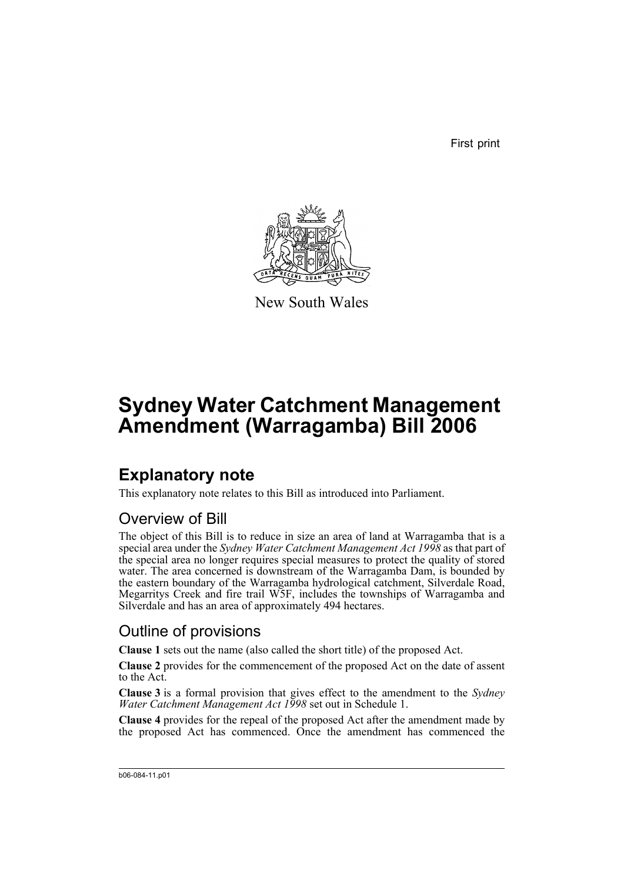First print

New South Wales

# Sydney Water Catchment Management Amendment (Warragamba) Bill 2006

## Explanatory note

This explanatory note relates to this Bill as introduced into Parliament.

### Overview of Bill

The object of this Bill is to reduce in size an area of land at Warragamba that is a special area under the *Sydney Water Catchment Management Act 1998* as that part of the special area no longer requires special measures to protect the quality of stored water. The area concerned is downstream of the Warragamba Dam, is bounded by the eastern boundary of the Warragamba hydrological catchment, Silverdale Road, Megarritys Creek and fire trail W5F, includes the townships of Warragamba and Silverdale and has an area of approximately 494 hectares.

### Outline of provisions

**Clause 1** sets out the name (also called the short title) of the proposed Act.

**Clause 2** provides for the commencement of the proposed Act on the date of assent to the Act.

**Clause 3** is a formal provision that gives effect to the amendment to the *Sydney Water Catchment Management Act 1998* set out in Schedule 1.

**Clause 4** provides for the repeal of the proposed Act after the amendment made by the proposed Act has commenced. Once the amendment has commenced the

b06-084-11.p01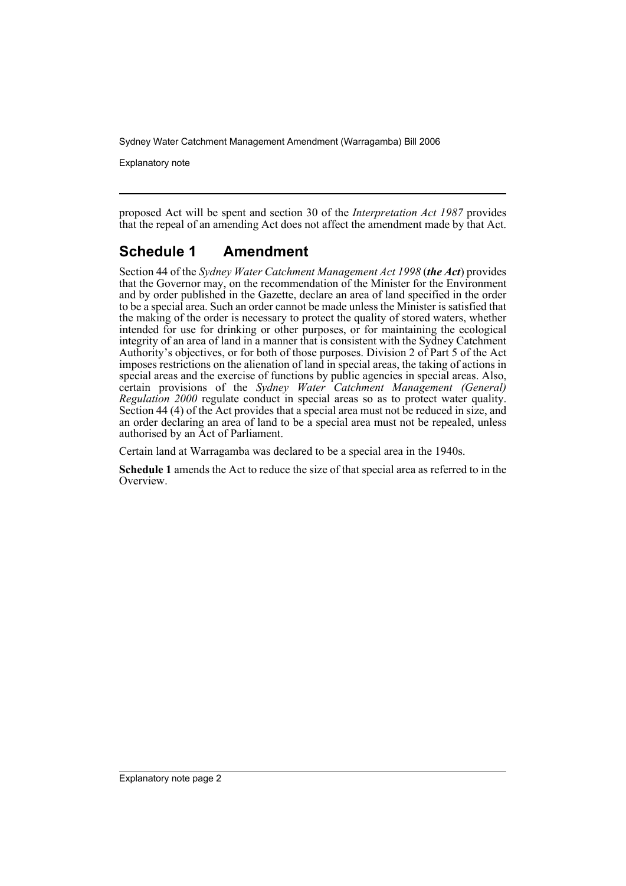proposed Act will be spent and section 30 of the *Interpretation Act 1987* provides that the repeal of an amending Act does not affect the amendment made by that Act.

## Schedule 1 Amendment

Section 44 of the *Sydney Water Catchment Management Act 1998* (***the Act***) provides that the Governor may, on the recommendation of the Minister for the Environment and by order published in the Gazette, declare an area of land specified in the order to be a special area. Such an order cannot be made unless the Minister is satisfied that the making of the order is necessary to protect the quality of stored waters, whether intended for use for drinking or other purposes, or for maintaining the ecological integrity of an area of land in a manner that is consistent with the Sydney Catchment Authority's objectives, or for both of those purposes. Division 2 of Part 5 of the Act imposes restrictions on the alienation of land in special areas, the taking of actions in special areas and the exercise of functions by public agencies in special areas. Also, certain provisions of the *Sydney Water Catchment Management (General) Regulation 2000* regulate conduct in special areas so as to protect water quality. Section 44 (4) of the Act provides that a special area must not be reduced in size, and an order declaring an area of land to be a special area must not be repealed, unless authorised by an Act of Parliament.

Certain land at Warragamba was declared to be a special area in the 1940s.

**Schedule 1** amends the Act to reduce the size of that special area as referred to in the Overview.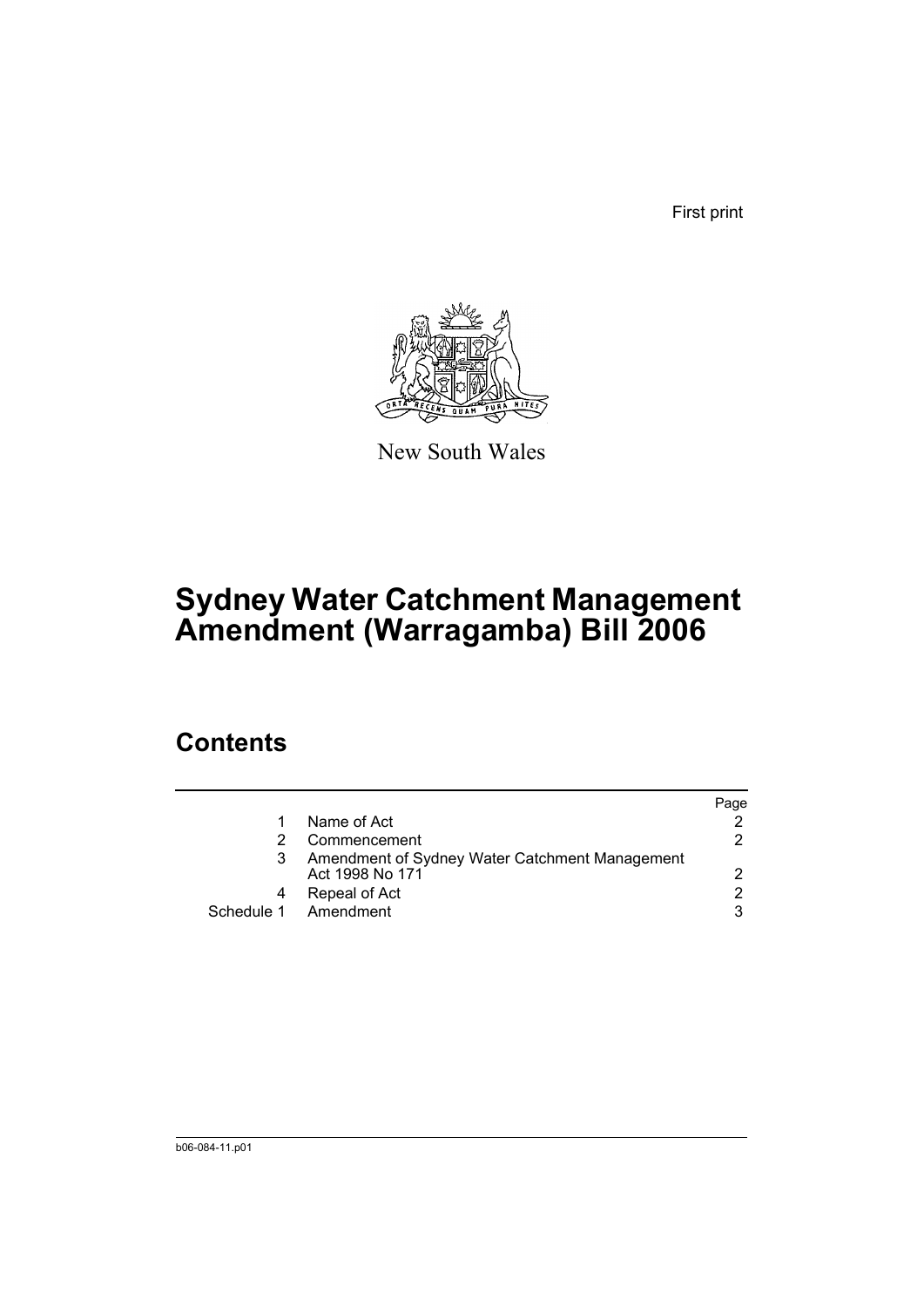First print

New South Wales

# Sydney Water Catchment Management Amendment (Warragamba) Bill 2006

## Contents

| | | Page |
|---|---|---|
| 1 | Name of Act | 2 |
| 2 | Commencement | 2 |
| 3 | Amendment of Sydney Water Catchment Management Act 1998 No 171 | 2 |
| 4 | Repeal of Act | 2 |
| Schedule 1 | Amendment | 3 |

b06-084-11.p01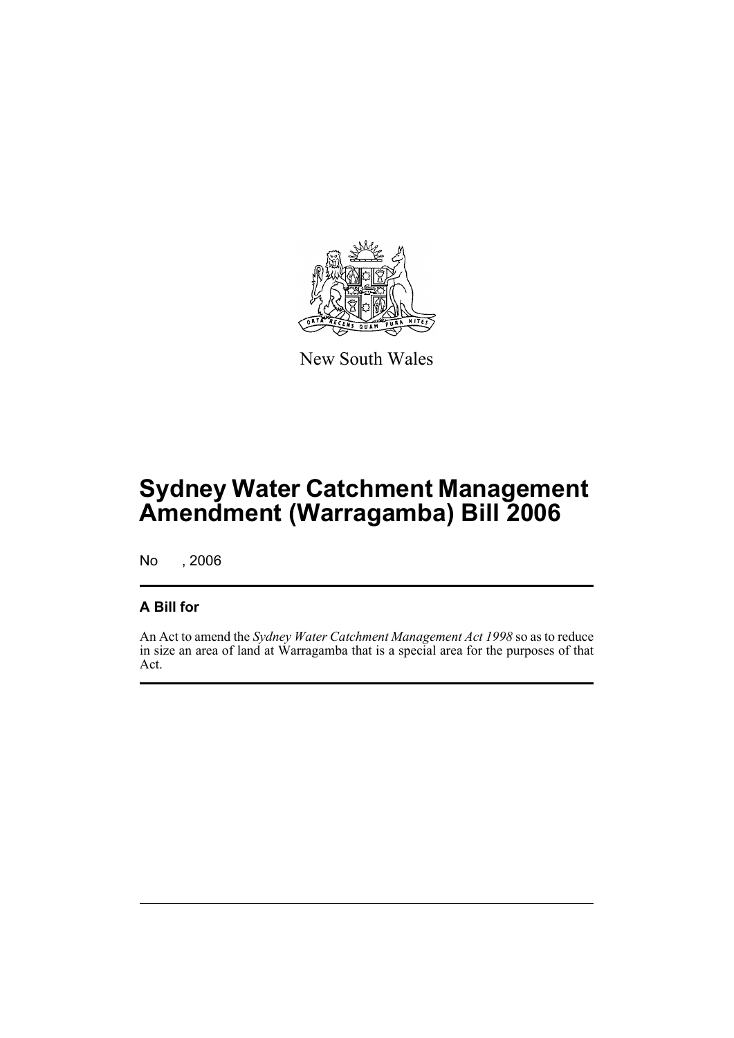New South Wales

# Sydney Water Catchment Management Amendment (Warragamba) Bill 2006

No , 2006

## A Bill for

An Act to amend the *Sydney Water Catchment Management Act 1998* so as to reduce in size an area of land at Warragamba that is a special area for the purposes of that Act.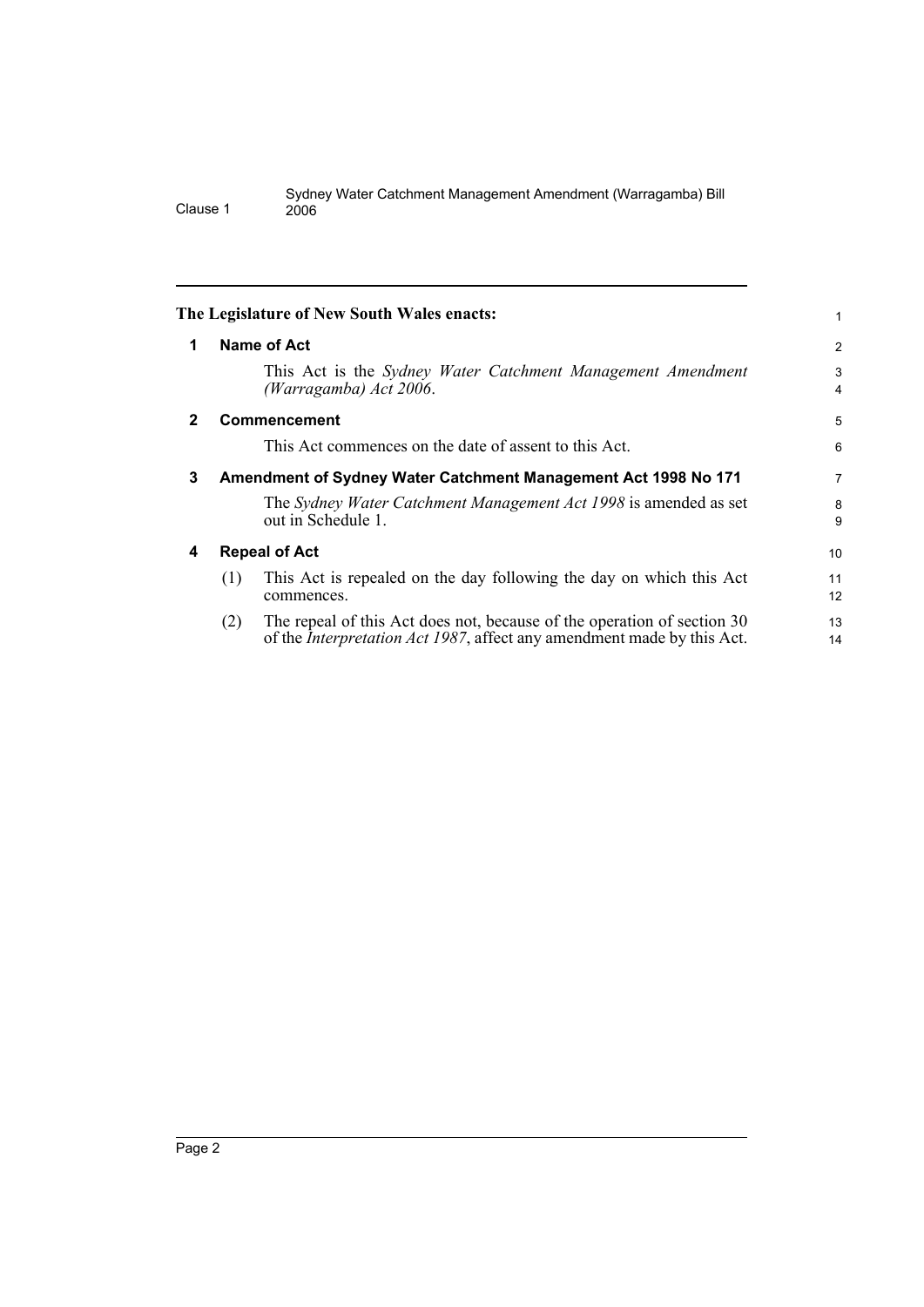**The Legislature of New South Wales enacts:**

## 1 Name of Act

This Act is the *Sydney Water Catchment Management Amendment (Warragamba) Act 2006*.

## 2 Commencement

This Act commences on the date of assent to this Act.

## 3 Amendment of Sydney Water Catchment Management Act 1998 No 171

The *Sydney Water Catchment Management Act 1998* is amended as set out in Schedule 1.

## 4 Repeal of Act

(1) This Act is repealed on the day following the day on which this Act commences.

(2) The repeal of this Act does not, because of the operation of section 30 of the *Interpretation Act 1987*, affect any amendment made by this Act.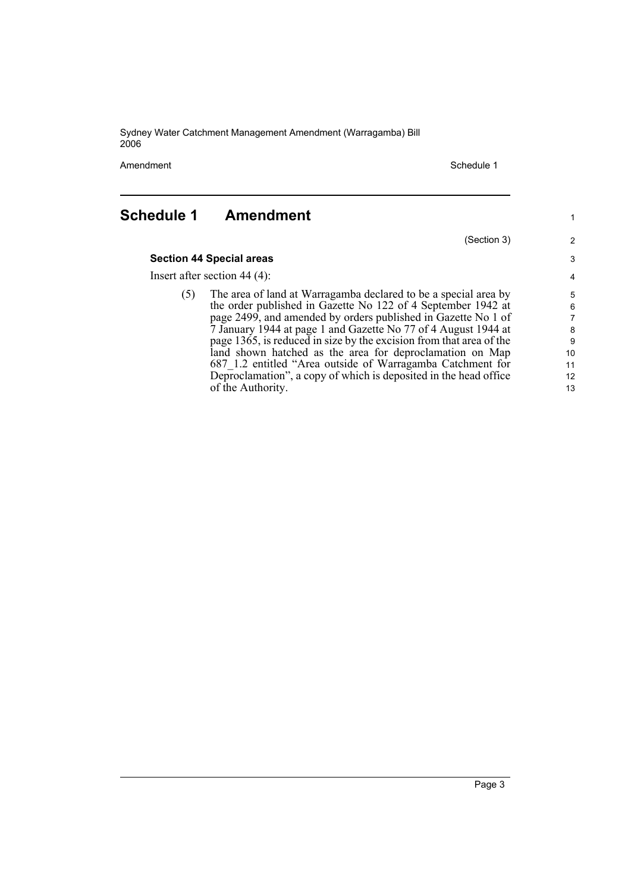## Schedule 1 Amendment

(Section 3)

**Section 44 Special areas**

Insert after section 44 (4):

(5) The area of land at Warragamba declared to be a special area by the order published in Gazette No 122 of 4 September 1942 at page 2499, and amended by orders published in Gazette No 1 of 7 January 1944 at page 1 and Gazette No 77 of 4 August 1944 at page 1365, is reduced in size by the excision from that area of the land shown hatched as the area for deproclamation on Map 687_1.2 entitled "Area outside of Warragamba Catchment for Deproclamation", a copy of which is deposited in the head office of the Authority.